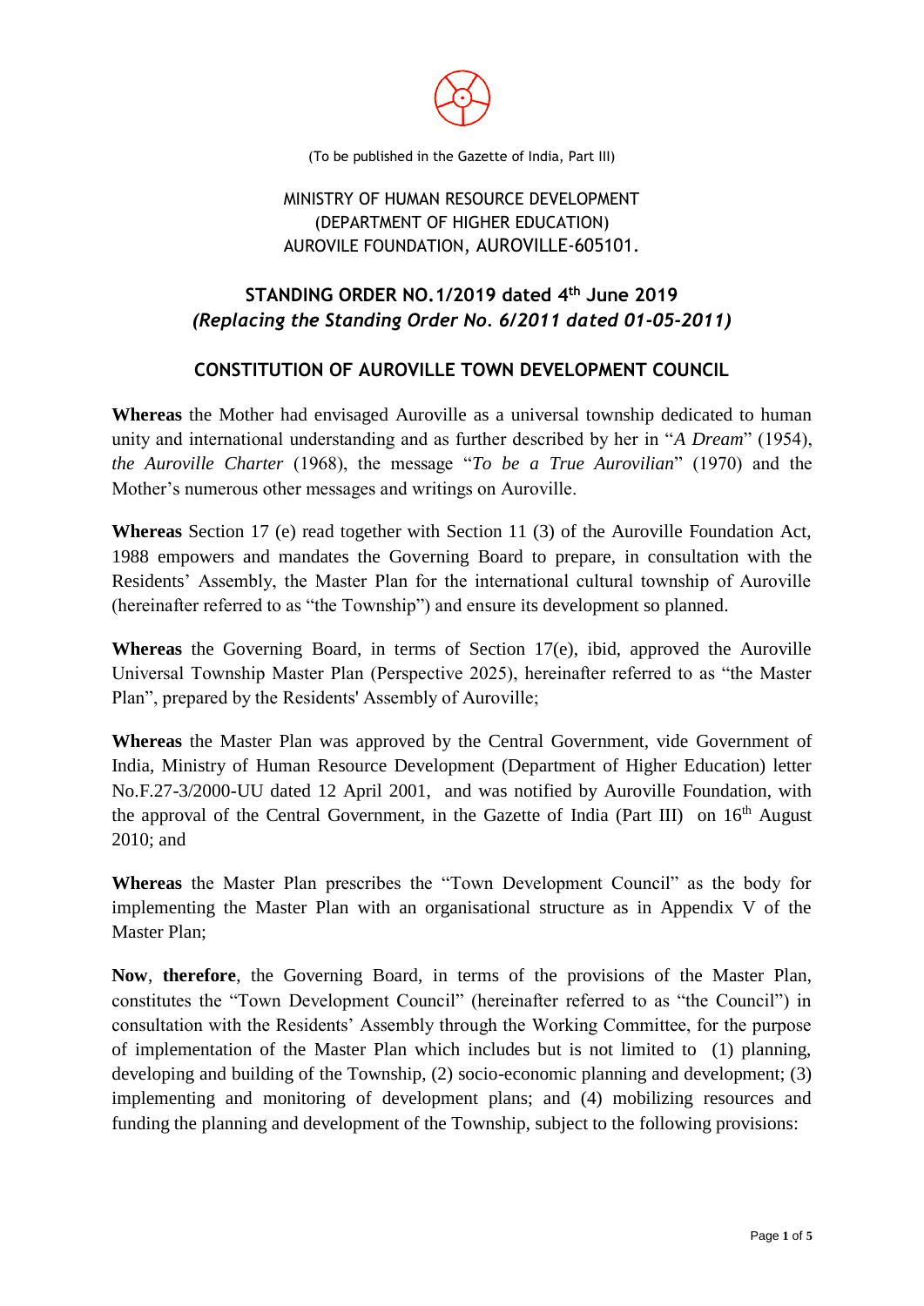(To be published in the Gazette of India, Part III)

MINISTRY OF HUMAN RESOURCE DEVELOPMENT
(DEPARTMENT OF HIGHER EDUCATION)
AUROVILE FOUNDATION, AUROVILLE-605101.

## STANDING ORDER NO.1/2019 dated 4th June 2019
## *(Replacing the Standing Order No. 6/2011 dated 01-05-2011)*

## CONSTITUTION OF AUROVILLE TOWN DEVELOPMENT COUNCIL

**Whereas** the Mother had envisaged Auroville as a universal township dedicated to human unity and international understanding and as further described by her in "*A Dream*" (1954), *the Auroville Charter* (1968), the message "*To be a True Aurovilian*" (1970) and the Mother's numerous other messages and writings on Auroville.

**Whereas** Section 17 (e) read together with Section 11 (3) of the Auroville Foundation Act, 1988 empowers and mandates the Governing Board to prepare, in consultation with the Residents' Assembly, the Master Plan for the international cultural township of Auroville (hereinafter referred to as "the Township") and ensure its development so planned.

**Whereas** the Governing Board, in terms of Section 17(e), ibid, approved the Auroville Universal Township Master Plan (Perspective 2025), hereinafter referred to as "the Master Plan", prepared by the Residents' Assembly of Auroville;

**Whereas** the Master Plan was approved by the Central Government, vide Government of India, Ministry of Human Resource Development (Department of Higher Education) letter No.F.27-3/2000-UU dated 12 April 2001, and was notified by Auroville Foundation, with the approval of the Central Government, in the Gazette of India (Part III) on 16th August 2010; and

**Whereas** the Master Plan prescribes the "Town Development Council" as the body for implementing the Master Plan with an organisational structure as in Appendix V of the Master Plan;

**Now**, **therefore**, the Governing Board, in terms of the provisions of the Master Plan, constitutes the "Town Development Council" (hereinafter referred to as "the Council") in consultation with the Residents' Assembly through the Working Committee, for the purpose of implementation of the Master Plan which includes but is not limited to (1) planning, developing and building of the Township, (2) socio-economic planning and development; (3) implementing and monitoring of development plans; and (4) mobilizing resources and funding the planning and development of the Township, subject to the following provisions: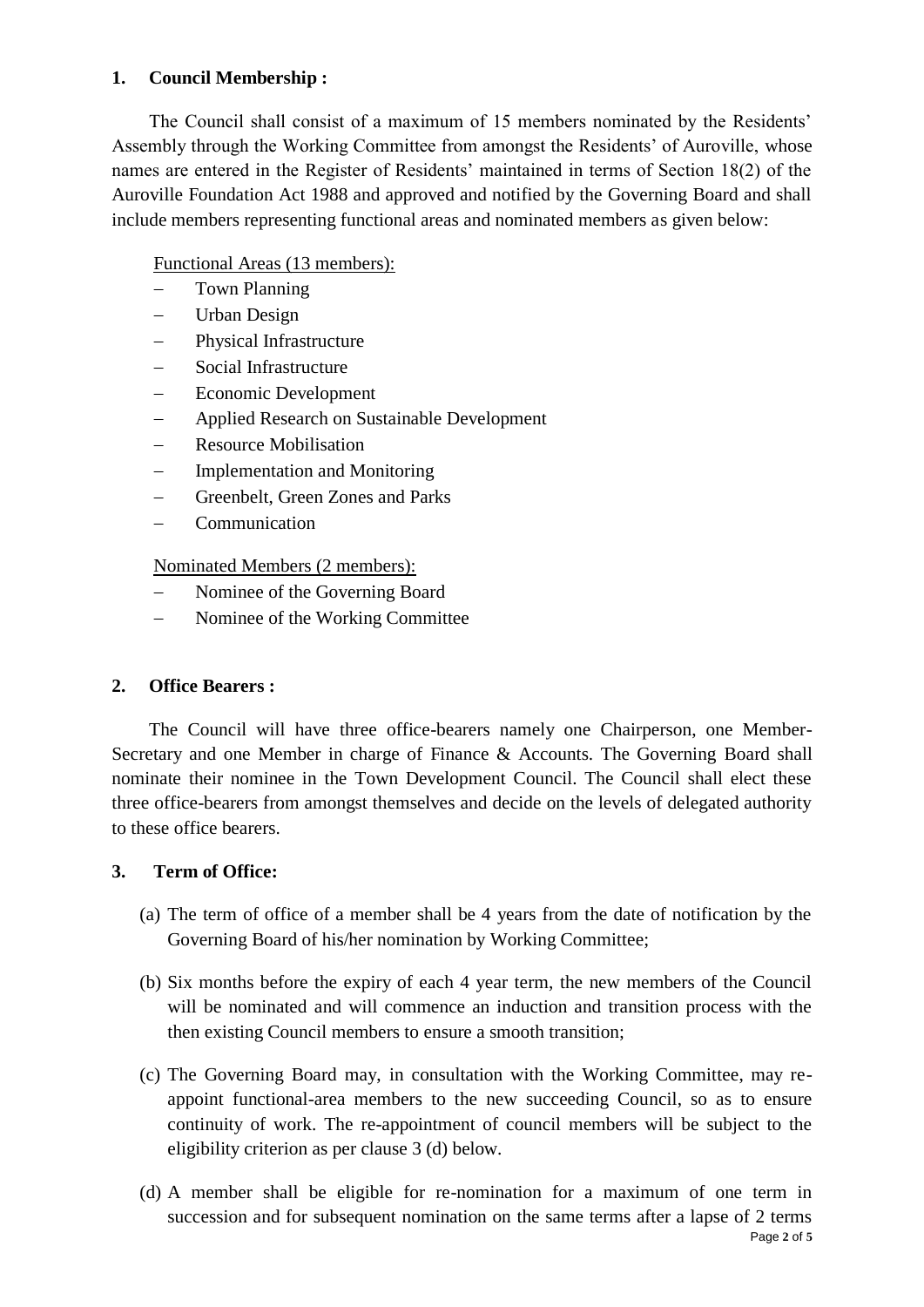## 1. Council Membership :

The Council shall consist of a maximum of 15 members nominated by the Residents' Assembly through the Working Committee from amongst the Residents' of Auroville, whose names are entered in the Register of Residents' maintained in terms of Section 18(2) of the Auroville Foundation Act 1988 and approved and notified by the Governing Board and shall include members representing functional areas and nominated members as given below:

Functional Areas (13 members):

- Town Planning
- Urban Design
- Physical Infrastructure
- Social Infrastructure
- Economic Development
- Applied Research on Sustainable Development
- Resource Mobilisation
- Implementation and Monitoring
- Greenbelt, Green Zones and Parks
- Communication

Nominated Members (2 members):

- Nominee of the Governing Board
- Nominee of the Working Committee

## 2. Office Bearers :

The Council will have three office-bearers namely one Chairperson, one Member-Secretary and one Member in charge of Finance & Accounts. The Governing Board shall nominate their nominee in the Town Development Council. The Council shall elect these three office-bearers from amongst themselves and decide on the levels of delegated authority to these office bearers.

## 3. Term of Office:

(a) The term of office of a member shall be 4 years from the date of notification by the Governing Board of his/her nomination by Working Committee;

(b) Six months before the expiry of each 4 year term, the new members of the Council will be nominated and will commence an induction and transition process with the then existing Council members to ensure a smooth transition;

(c) The Governing Board may, in consultation with the Working Committee, may re-appoint functional-area members to the new succeeding Council, so as to ensure continuity of work. The re-appointment of council members will be subject to the eligibility criterion as per clause 3 (d) below.

(d) A member shall be eligible for re-nomination for a maximum of one term in succession and for subsequent nomination on the same terms after a lapse of 2 terms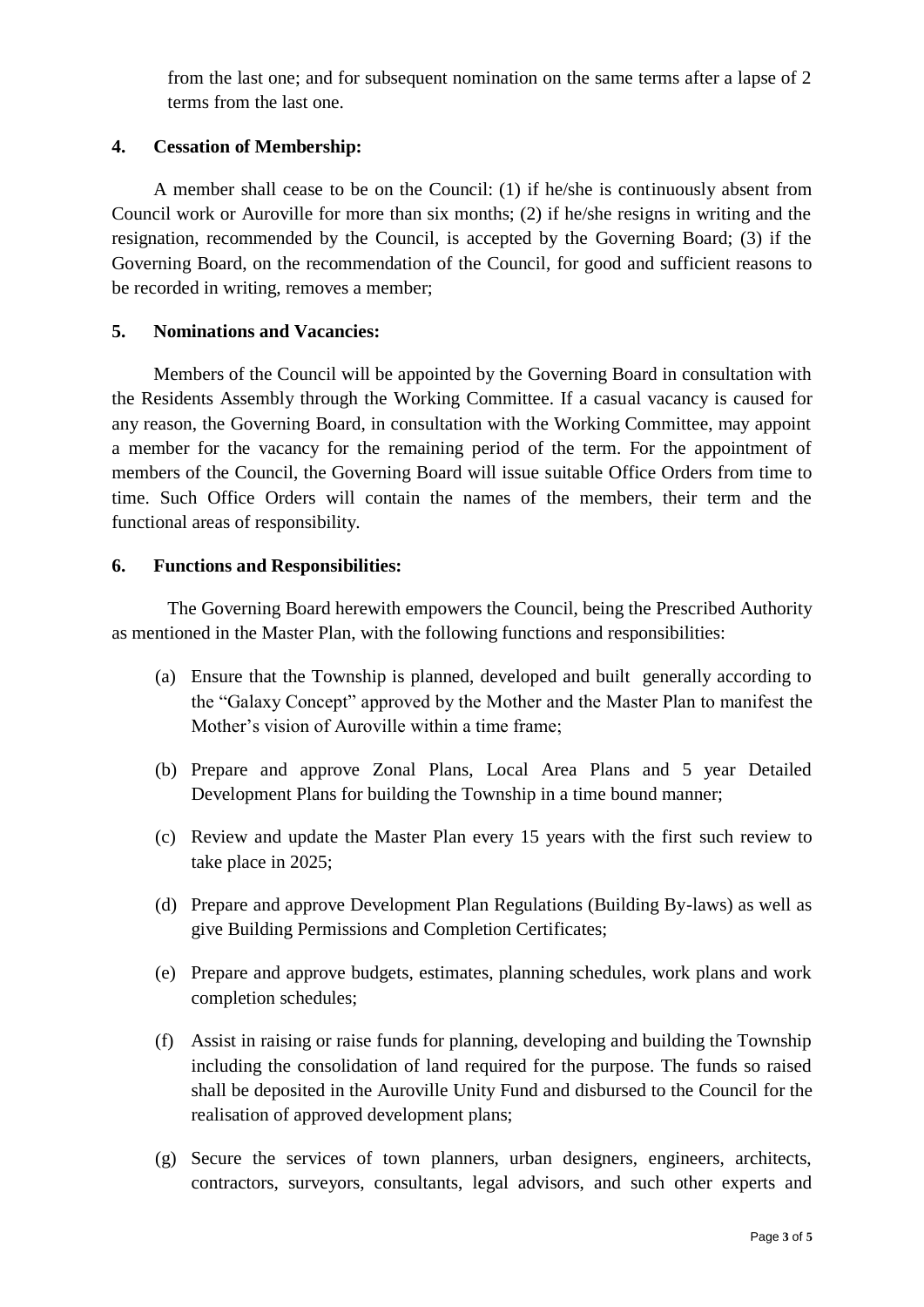from the last one; and for subsequent nomination on the same terms after a lapse of 2 terms from the last one.

**4. Cessation of Membership:**

A member shall cease to be on the Council: (1) if he/she is continuously absent from Council work or Auroville for more than six months; (2) if he/she resigns in writing and the resignation, recommended by the Council, is accepted by the Governing Board; (3) if the Governing Board, on the recommendation of the Council, for good and sufficient reasons to be recorded in writing, removes a member;

**5. Nominations and Vacancies:**

Members of the Council will be appointed by the Governing Board in consultation with the Residents Assembly through the Working Committee. If a casual vacancy is caused for any reason, the Governing Board, in consultation with the Working Committee, may appoint a member for the vacancy for the remaining period of the term. For the appointment of members of the Council, the Governing Board will issue suitable Office Orders from time to time. Such Office Orders will contain the names of the members, their term and the functional areas of responsibility.

**6. Functions and Responsibilities:**

The Governing Board herewith empowers the Council, being the Prescribed Authority as mentioned in the Master Plan, with the following functions and responsibilities:

(a) Ensure that the Township is planned, developed and built generally according to the "Galaxy Concept" approved by the Mother and the Master Plan to manifest the Mother's vision of Auroville within a time frame;

(b) Prepare and approve Zonal Plans, Local Area Plans and 5 year Detailed Development Plans for building the Township in a time bound manner;

(c) Review and update the Master Plan every 15 years with the first such review to take place in 2025;

(d) Prepare and approve Development Plan Regulations (Building By-laws) as well as give Building Permissions and Completion Certificates;

(e) Prepare and approve budgets, estimates, planning schedules, work plans and work completion schedules;

(f) Assist in raising or raise funds for planning, developing and building the Township including the consolidation of land required for the purpose. The funds so raised shall be deposited in the Auroville Unity Fund and disbursed to the Council for the realisation of approved development plans;

(g) Secure the services of town planners, urban designers, engineers, architects, contractors, surveyors, consultants, legal advisors, and such other experts and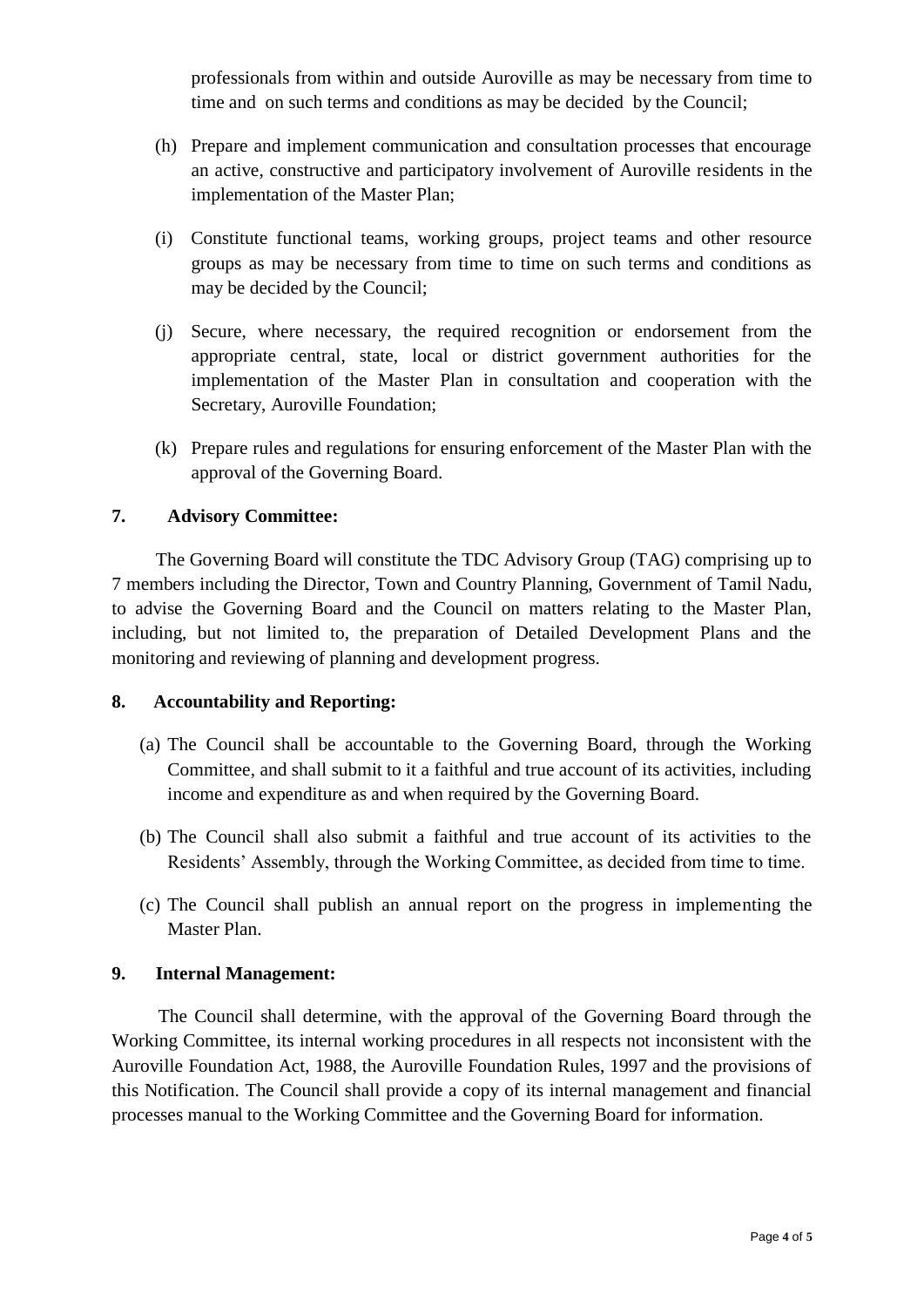professionals from within and outside Auroville as may be necessary from time to time and on such terms and conditions as may be decided by the Council;

(h) Prepare and implement communication and consultation processes that encourage an active, constructive and participatory involvement of Auroville residents in the implementation of the Master Plan;

(i) Constitute functional teams, working groups, project teams and other resource groups as may be necessary from time to time on such terms and conditions as may be decided by the Council;

(j) Secure, where necessary, the required recognition or endorsement from the appropriate central, state, local or district government authorities for the implementation of the Master Plan in consultation and cooperation with the Secretary, Auroville Foundation;

(k) Prepare rules and regulations for ensuring enforcement of the Master Plan with the approval of the Governing Board.

**7. Advisory Committee:**

The Governing Board will constitute the TDC Advisory Group (TAG) comprising up to 7 members including the Director, Town and Country Planning, Government of Tamil Nadu, to advise the Governing Board and the Council on matters relating to the Master Plan, including, but not limited to, the preparation of Detailed Development Plans and the monitoring and reviewing of planning and development progress.

**8. Accountability and Reporting:**

(a) The Council shall be accountable to the Governing Board, through the Working Committee, and shall submit to it a faithful and true account of its activities, including income and expenditure as and when required by the Governing Board.

(b) The Council shall also submit a faithful and true account of its activities to the Residents' Assembly, through the Working Committee, as decided from time to time.

(c) The Council shall publish an annual report on the progress in implementing the Master Plan.

**9. Internal Management:**

The Council shall determine, with the approval of the Governing Board through the Working Committee, its internal working procedures in all respects not inconsistent with the Auroville Foundation Act, 1988, the Auroville Foundation Rules, 1997 and the provisions of this Notification. The Council shall provide a copy of its internal management and financial processes manual to the Working Committee and the Governing Board for information.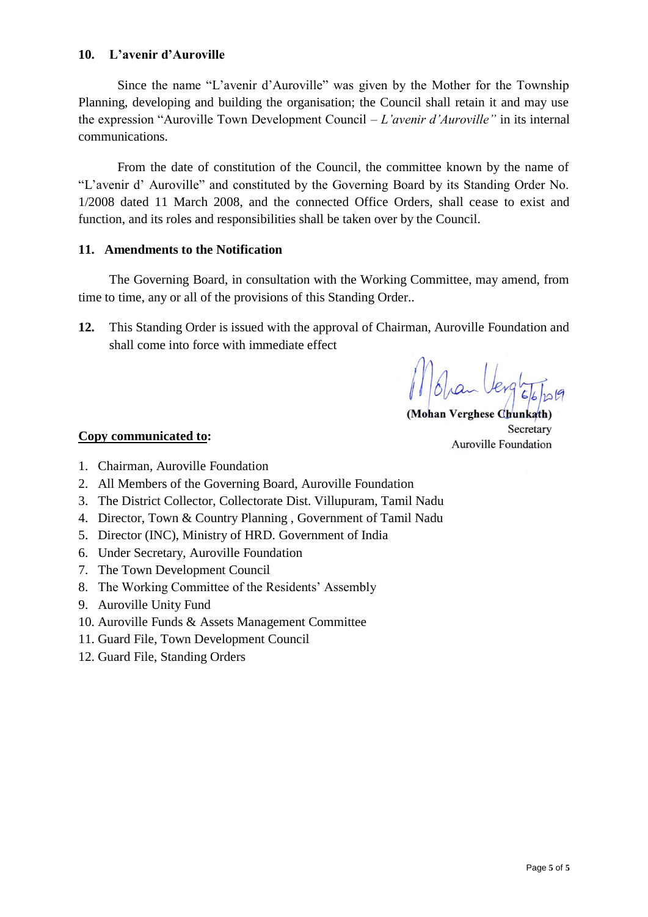## 10. L'avenir d'Auroville

Since the name "L'avenir d'Auroville" was given by the Mother for the Township Planning, developing and building the organisation; the Council shall retain it and may use the expression "Auroville Town Development Council – *L'avenir d'Auroville"* in its internal communications.

From the date of constitution of the Council, the committee known by the name of "L'avenir d' Auroville" and constituted by the Governing Board by its Standing Order No. 1/2008 dated 11 March 2008, and the connected Office Orders, shall cease to exist and function, and its roles and responsibilities shall be taken over by the Council.

## 11. Amendments to the Notification

The Governing Board, in consultation with the Working Committee, may amend, from time to time, any or all of the provisions of this Standing Order..

**12.** This Standing Order is issued with the approval of Chairman, Auroville Foundation and shall come into force with immediate effect

Mohan Verghese 6/6/2019

**(Mohan Verghese Chunkath)**
Secretary
Auroville Foundation

**Copy communicated to:**

1. Chairman, Auroville Foundation
2. All Members of the Governing Board, Auroville Foundation
3. The District Collector, Collectorate Dist. Villupuram, Tamil Nadu
4. Director, Town & Country Planning , Government of Tamil Nadu
5. Director (INC), Ministry of HRD. Government of India
6. Under Secretary, Auroville Foundation
7. The Town Development Council
8. The Working Committee of the Residents' Assembly
9. Auroville Unity Fund
10. Auroville Funds & Assets Management Committee
11. Guard File, Town Development Council
12. Guard File, Standing Orders